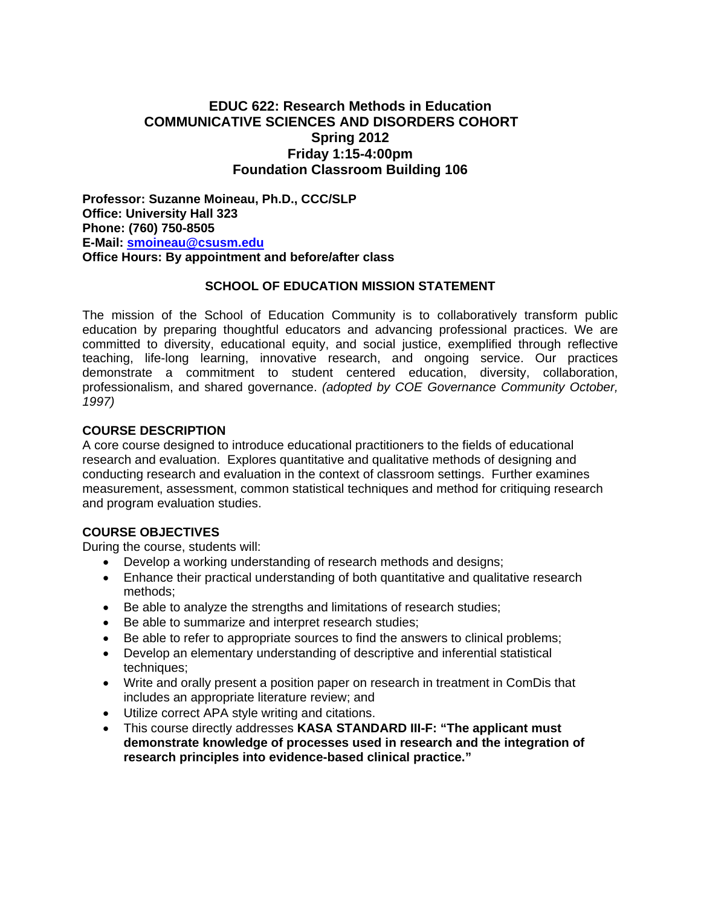# EDUC 622: Research Methods in Education
# COMMUNICATIVE SCIENCES AND DISORDERS COHORT
# Spring 2012
# Friday 1:15-4:00pm
# Foundation Classroom Building 106

**Professor: Suzanne Moineau, Ph.D., CCC/SLP**
**Office: University Hall 323**
**Phone: (760) 750-8505**
**E-Mail: smoineau@csusm.edu**
**Office Hours: By appointment and before/after class**

## SCHOOL OF EDUCATION MISSION STATEMENT

The mission of the School of Education Community is to collaboratively transform public education by preparing thoughtful educators and advancing professional practices. We are committed to diversity, educational equity, and social justice, exemplified through reflective teaching, life-long learning, innovative research, and ongoing service. Our practices demonstrate a commitment to student centered education, diversity, collaboration, professionalism, and shared governance. *(adopted by COE Governance Community October, 1997)*

## COURSE DESCRIPTION

A core course designed to introduce educational practitioners to the fields of educational research and evaluation. Explores quantitative and qualitative methods of designing and conducting research and evaluation in the context of classroom settings. Further examines measurement, assessment, common statistical techniques and method for critiquing research and program evaluation studies.

## COURSE OBJECTIVES

During the course, students will:

- Develop a working understanding of research methods and designs;
- Enhance their practical understanding of both quantitative and qualitative research methods;
- Be able to analyze the strengths and limitations of research studies;
- Be able to summarize and interpret research studies;
- Be able to refer to appropriate sources to find the answers to clinical problems;
- Develop an elementary understanding of descriptive and inferential statistical techniques;
- Write and orally present a position paper on research in treatment in ComDis that includes an appropriate literature review; and
- Utilize correct APA style writing and citations.
- This course directly addresses **KASA STANDARD III-F: "The applicant must demonstrate knowledge of processes used in research and the integration of research principles into evidence-based clinical practice."**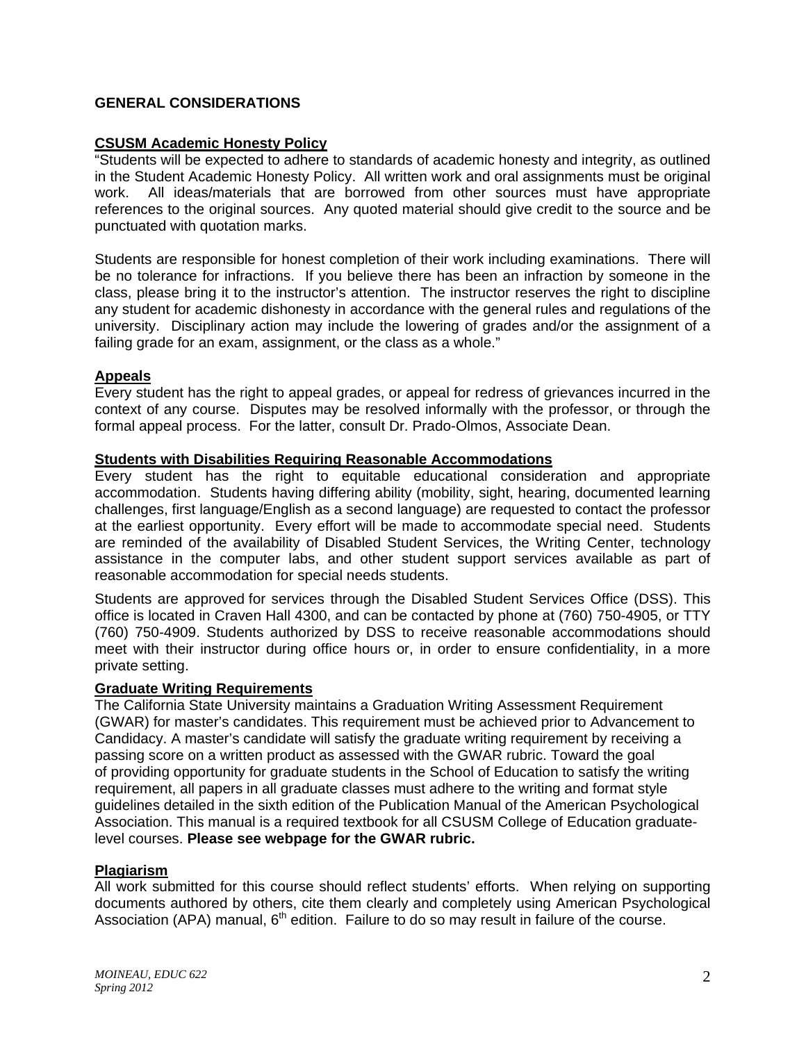## GENERAL CONSIDERATIONS

### CSUSM Academic Honesty Policy

"Students will be expected to adhere to standards of academic honesty and integrity, as outlined in the Student Academic Honesty Policy. All written work and oral assignments must be original work. All ideas/materials that are borrowed from other sources must have appropriate references to the original sources. Any quoted material should give credit to the source and be punctuated with quotation marks.

Students are responsible for honest completion of their work including examinations. There will be no tolerance for infractions. If you believe there has been an infraction by someone in the class, please bring it to the instructor's attention. The instructor reserves the right to discipline any student for academic dishonesty in accordance with the general rules and regulations of the university. Disciplinary action may include the lowering of grades and/or the assignment of a failing grade for an exam, assignment, or the class as a whole."

### Appeals

Every student has the right to appeal grades, or appeal for redress of grievances incurred in the context of any course. Disputes may be resolved informally with the professor, or through the formal appeal process. For the latter, consult Dr. Prado-Olmos, Associate Dean.

### Students with Disabilities Requiring Reasonable Accommodations

Every student has the right to equitable educational consideration and appropriate accommodation. Students having differing ability (mobility, sight, hearing, documented learning challenges, first language/English as a second language) are requested to contact the professor at the earliest opportunity. Every effort will be made to accommodate special need. Students are reminded of the availability of Disabled Student Services, the Writing Center, technology assistance in the computer labs, and other student support services available as part of reasonable accommodation for special needs students.

Students are approved for services through the Disabled Student Services Office (DSS). This office is located in Craven Hall 4300, and can be contacted by phone at (760) 750-4905, or TTY (760) 750-4909. Students authorized by DSS to receive reasonable accommodations should meet with their instructor during office hours or, in order to ensure confidentiality, in a more private setting.

### Graduate Writing Requirements

The California State University maintains a Graduation Writing Assessment Requirement (GWAR) for master's candidates. This requirement must be achieved prior to Advancement to Candidacy. A master's candidate will satisfy the graduate writing requirement by receiving a passing score on a written product as assessed with the GWAR rubric. Toward the goal of providing opportunity for graduate students in the School of Education to satisfy the writing requirement, all papers in all graduate classes must adhere to the writing and format style guidelines detailed in the sixth edition of the Publication Manual of the American Psychological Association. This manual is a required textbook for all CSUSM College of Education graduate-level courses. **Please see webpage for the GWAR rubric.**

### Plagiarism

All work submitted for this course should reflect students' efforts. When relying on supporting documents authored by others, cite them clearly and completely using American Psychological Association (APA) manual, 6th edition. Failure to do so may result in failure of the course.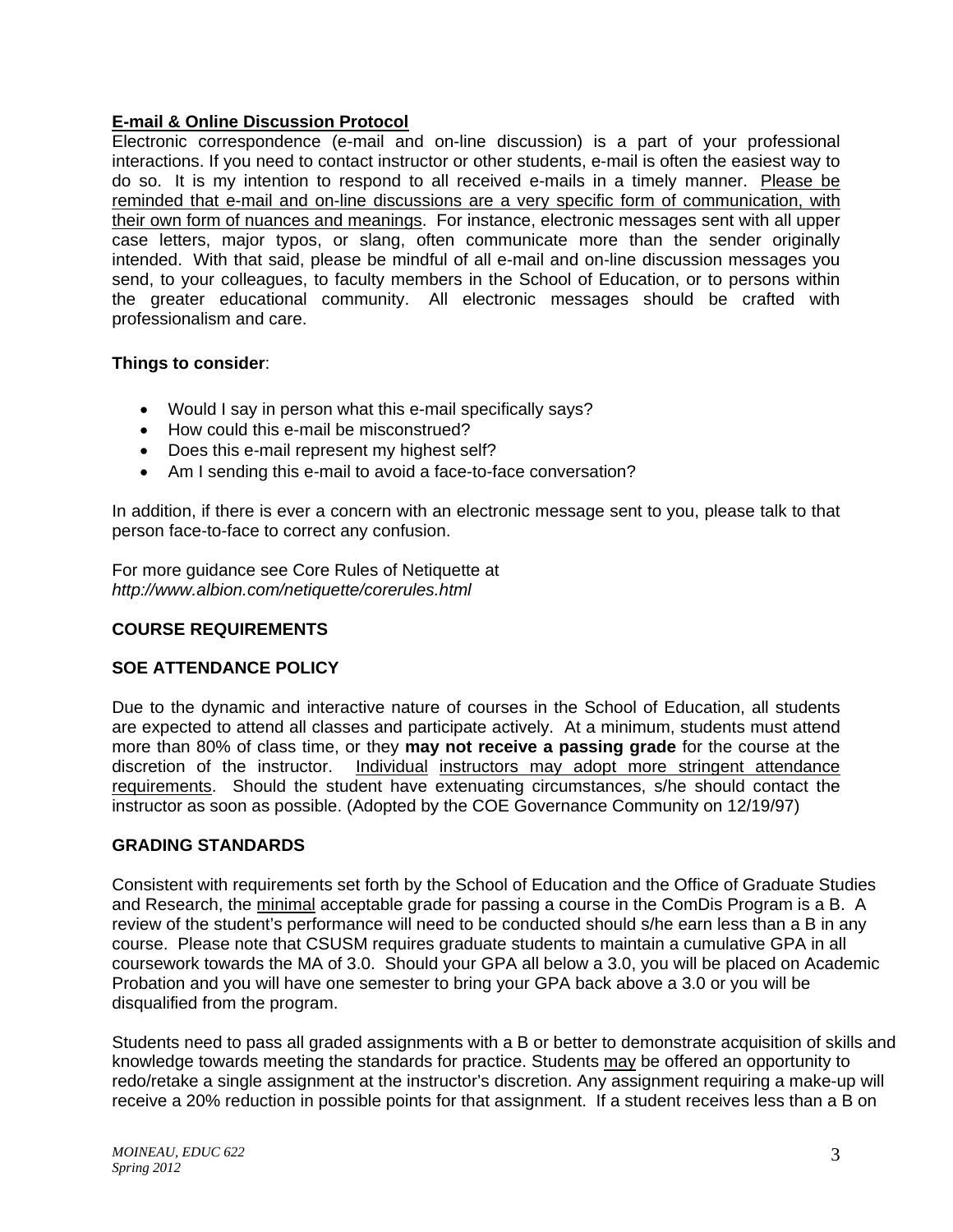**E-mail & Online Discussion Protocol**

Electronic correspondence (e-mail and on-line discussion) is a part of your professional interactions. If you need to contact instructor or other students, e-mail is often the easiest way to do so. It is my intention to respond to all received e-mails in a timely manner. Please be reminded that e-mail and on-line discussions are a very specific form of communication, with their own form of nuances and meanings. For instance, electronic messages sent with all upper case letters, major typos, or slang, often communicate more than the sender originally intended. With that said, please be mindful of all e-mail and on-line discussion messages you send, to your colleagues, to faculty members in the School of Education, or to persons within the greater educational community. All electronic messages should be crafted with professionalism and care.

**Things to consider**:

- Would I say in person what this e-mail specifically says?
- How could this e-mail be misconstrued?
- Does this e-mail represent my highest self?
- Am I sending this e-mail to avoid a face-to-face conversation?

In addition, if there is ever a concern with an electronic message sent to you, please talk to that person face-to-face to correct any confusion.

For more guidance see Core Rules of Netiquette at
*http://www.albion.com/netiquette/corerules.html*

## COURSE REQUIREMENTS

### SOE ATTENDANCE POLICY

Due to the dynamic and interactive nature of courses in the School of Education, all students are expected to attend all classes and participate actively. At a minimum, students must attend more than 80% of class time, or they **may not receive a passing grade** for the course at the discretion of the instructor. Individual instructors may adopt more stringent attendance requirements. Should the student have extenuating circumstances, s/he should contact the instructor as soon as possible. (Adopted by the COE Governance Community on 12/19/97)

### GRADING STANDARDS

Consistent with requirements set forth by the School of Education and the Office of Graduate Studies and Research, the minimal acceptable grade for passing a course in the ComDis Program is a B. A review of the student's performance will need to be conducted should s/he earn less than a B in any course. Please note that CSUSM requires graduate students to maintain a cumulative GPA in all coursework towards the MA of 3.0. Should your GPA all below a 3.0, you will be placed on Academic Probation and you will have one semester to bring your GPA back above a 3.0 or you will be disqualified from the program.

Students need to pass all graded assignments with a B or better to demonstrate acquisition of skills and knowledge towards meeting the standards for practice. Students may be offered an opportunity to redo/retake a single assignment at the instructor's discretion. Any assignment requiring a make-up will receive a 20% reduction in possible points for that assignment. If a student receives less than a B on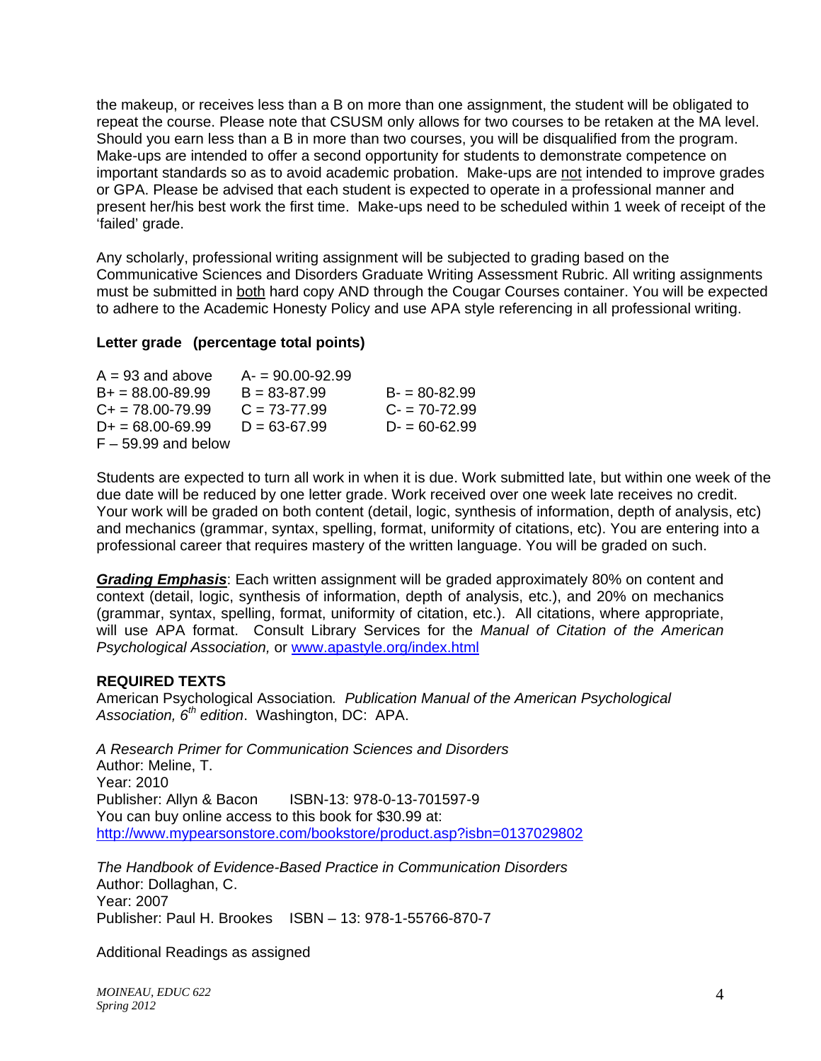the makeup, or receives less than a B on more than one assignment, the student will be obligated to repeat the course. Please note that CSUSM only allows for two courses to be retaken at the MA level. Should you earn less than a B in more than two courses, you will be disqualified from the program. Make-ups are intended to offer a second opportunity for students to demonstrate competence on important standards so as to avoid academic probation. Make-ups are <u>not</u> intended to improve grades or GPA. Please be advised that each student is expected to operate in a professional manner and present her/his best work the first time. Make-ups need to be scheduled within 1 week of receipt of the 'failed' grade.

Any scholarly, professional writing assignment will be subjected to grading based on the Communicative Sciences and Disorders Graduate Writing Assessment Rubric. All writing assignments must be submitted in <u>both</u> hard copy AND through the Cougar Courses container. You will be expected to adhere to the Academic Honesty Policy and use APA style referencing in all professional writing.

**Letter grade (percentage total points)**

| | | |
|---|---|---|
| A = 93 and above | A- = 90.00-92.99 | |
| B+ = 88.00-89.99 | B = 83-87.99 | B- = 80-82.99 |
| C+ = 78.00-79.99 | C = 73-77.99 | C- = 70-72.99 |
| D+ = 68.00-69.99 | D = 63-67.99 | D- = 60-62.99 |
| F – 59.99 and below | | |

Students are expected to turn all work in when it is due. Work submitted late, but within one week of the due date will be reduced by one letter grade. Work received over one week late receives no credit. Your work will be graded on both content (detail, logic, synthesis of information, depth of analysis, etc) and mechanics (grammar, syntax, spelling, format, uniformity of citations, etc). You are entering into a professional career that requires mastery of the written language. You will be graded on such.

***<u>Grading Emphasis</u>***: Each written assignment will be graded approximately 80% on content and context (detail, logic, synthesis of information, depth of analysis, etc.), and 20% on mechanics (grammar, syntax, spelling, format, uniformity of citation, etc.). All citations, where appropriate, will use APA format. Consult Library Services for the *Manual of Citation of the American Psychological Association,* or www.apastyle.org/index.html

**REQUIRED TEXTS**

American Psychological Association. *Publication Manual of the American Psychological Association, 6th edition*. Washington, DC: APA.

*A Research Primer for Communication Sciences and Disorders*
Author: Meline, T.
Year: 2010
Publisher: Allyn & Bacon ISBN-13: 978-0-13-701597-9
You can buy online access to this book for $30.99 at:
http://www.mypearsonstore.com/bookstore/product.asp?isbn=0137029802

*The Handbook of Evidence-Based Practice in Communication Disorders*
Author: Dollaghan, C.
Year: 2007
Publisher: Paul H. Brookes ISBN – 13: 978-1-55766-870-7

Additional Readings as assigned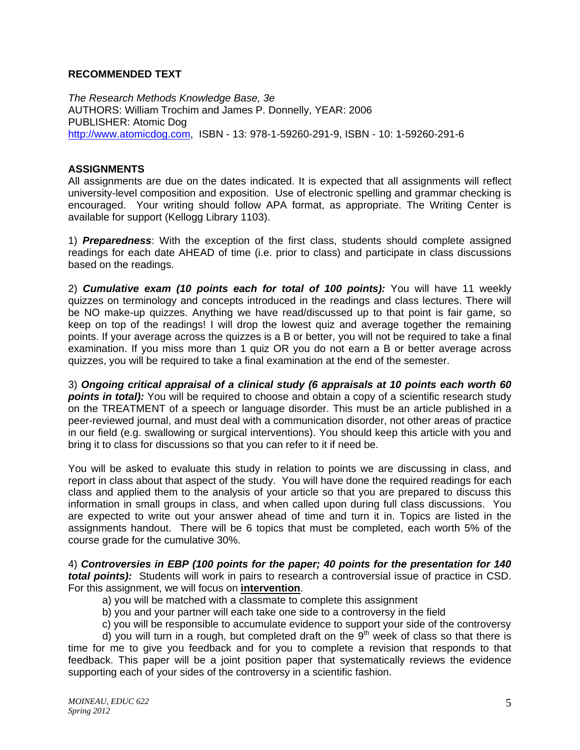**RECOMMENDED TEXT**

*The Research Methods Knowledge Base, 3e*
AUTHORS: William Trochim and James P. Donnelly, YEAR: 2006
PUBLISHER: Atomic Dog
http://www.atomicdog.com, ISBN - 13: 978-1-59260-291-9, ISBN - 10: 1-59260-291-6

**ASSIGNMENTS**

All assignments are due on the dates indicated. It is expected that all assignments will reflect university-level composition and exposition. Use of electronic spelling and grammar checking is encouraged. Your writing should follow APA format, as appropriate. The Writing Center is available for support (Kellogg Library 1103).

1) ***Preparedness***: With the exception of the first class, students should complete assigned readings for each date AHEAD of time (i.e. prior to class) and participate in class discussions based on the readings.

2) ***Cumulative exam (10 points each for total of 100 points):*** You will have 11 weekly quizzes on terminology and concepts introduced in the readings and class lectures. There will be NO make-up quizzes. Anything we have read/discussed up to that point is fair game, so keep on top of the readings! I will drop the lowest quiz and average together the remaining points. If your average across the quizzes is a B or better, you will not be required to take a final examination. If you miss more than 1 quiz OR you do not earn a B or better average across quizzes, you will be required to take a final examination at the end of the semester.

3) ***Ongoing critical appraisal of a clinical study (6 appraisals at 10 points each worth 60 points in total):*** You will be required to choose and obtain a copy of a scientific research study on the TREATMENT of a speech or language disorder. This must be an article published in a peer-reviewed journal, and must deal with a communication disorder, not other areas of practice in our field (e.g. swallowing or surgical interventions). You should keep this article with you and bring it to class for discussions so that you can refer to it if need be.

You will be asked to evaluate this study in relation to points we are discussing in class, and report in class about that aspect of the study. You will have done the required readings for each class and applied them to the analysis of your article so that you are prepared to discuss this information in small groups in class, and when called upon during full class discussions. You are expected to write out your answer ahead of time and turn it in. Topics are listed in the assignments handout. There will be 6 topics that must be completed, each worth 5% of the course grade for the cumulative 30%.

4) ***Controversies in EBP (100 points for the paper; 40 points for the presentation for 140 total points):*** Students will work in pairs to research a controversial issue of practice in CSD. For this assignment, we will focus on **intervention**.

a) you will be matched with a classmate to complete this assignment
b) you and your partner will each take one side to a controversy in the field
c) you will be responsible to accumulate evidence to support your side of the controversy
d) you will turn in a rough, but completed draft on the 9th week of class so that there is time for me to give you feedback and for you to complete a revision that responds to that feedback. This paper will be a joint position paper that systematically reviews the evidence supporting each of your sides of the controversy in a scientific fashion.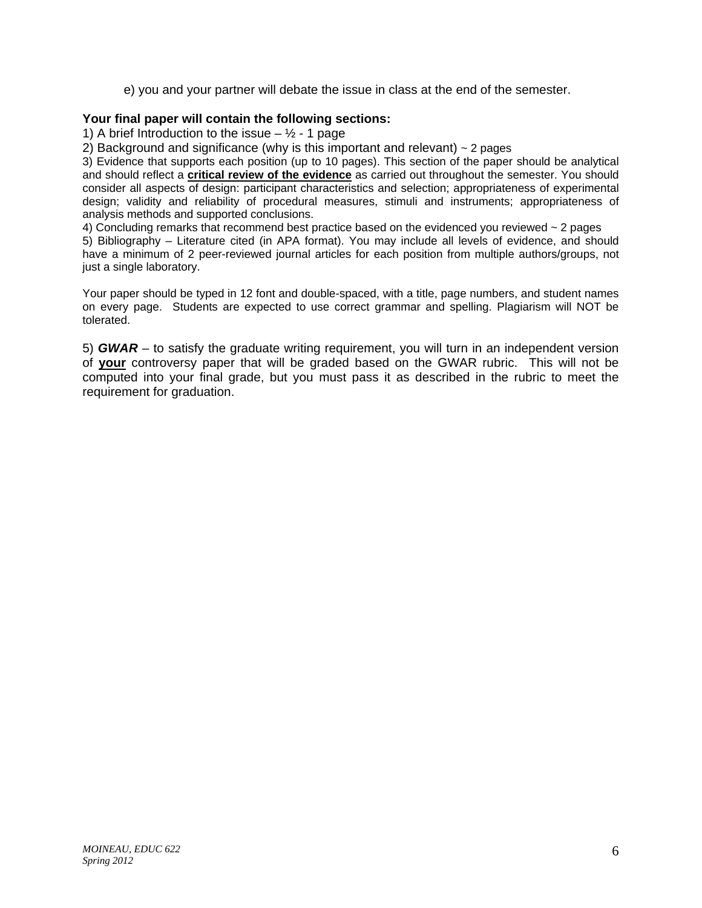e) you and your partner will debate the issue in class at the end of the semester.

**Your final paper will contain the following sections:**

1) A brief Introduction to the issue – ½ - 1 page

2) Background and significance (why is this important and relevant) ~ 2 pages

3) Evidence that supports each position (up to 10 pages). This section of the paper should be analytical and should reflect a **critical review of the evidence** as carried out throughout the semester. You should consider all aspects of design: participant characteristics and selection; appropriateness of experimental design; validity and reliability of procedural measures, stimuli and instruments; appropriateness of analysis methods and supported conclusions.

4) Concluding remarks that recommend best practice based on the evidenced you reviewed ~ 2 pages

5) Bibliography – Literature cited (in APA format). You may include all levels of evidence, and should have a minimum of 2 peer-reviewed journal articles for each position from multiple authors/groups, not just a single laboratory.

Your paper should be typed in 12 font and double-spaced, with a title, page numbers, and student names on every page. Students are expected to use correct grammar and spelling. Plagiarism will NOT be tolerated.

5) ***GWAR*** – to satisfy the graduate writing requirement, you will turn in an independent version of **your** controversy paper that will be graded based on the GWAR rubric. This will not be computed into your final grade, but you must pass it as described in the rubric to meet the requirement for graduation.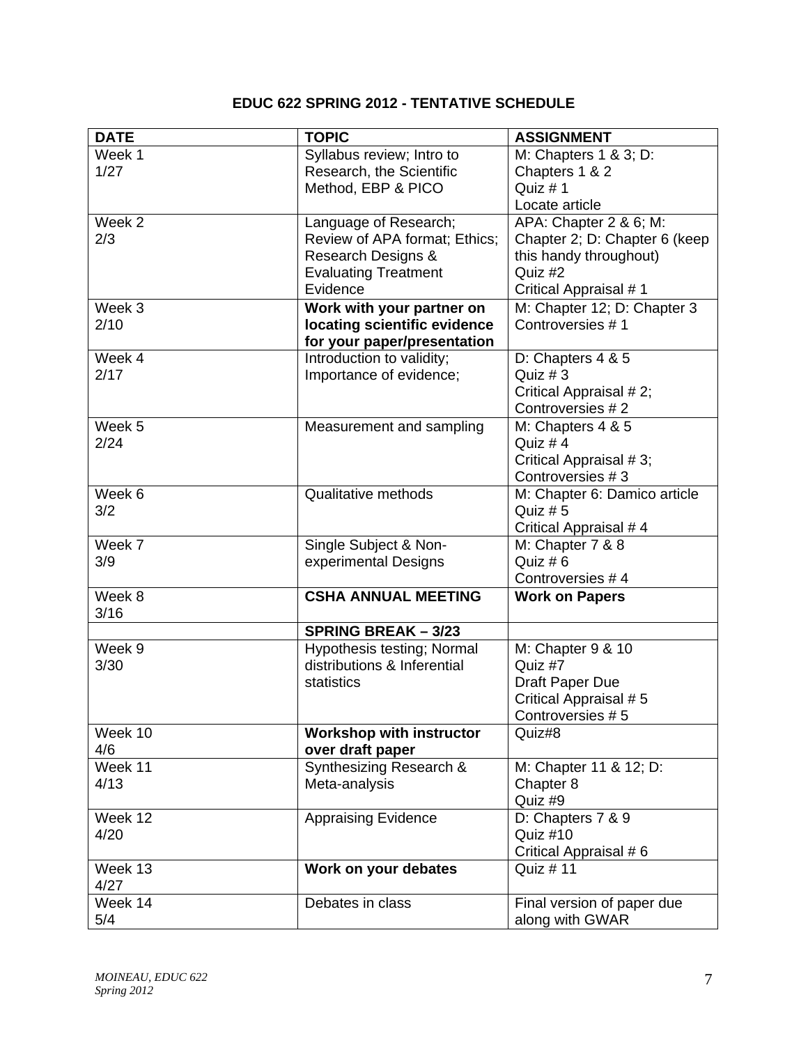## EDUC 622 SPRING 2012 - TENTATIVE SCHEDULE

| DATE | TOPIC | ASSIGNMENT |
|---|---|---|
| Week 1<br>1/27 | Syllabus review; Intro to Research, the Scientific Method, EBP & PICO | M: Chapters 1 & 3; D: Chapters 1 & 2<br>Quiz # 1<br>Locate article |
| Week 2<br>2/3 | Language of Research; Review of APA format; Ethics; Research Designs & Evaluating Treatment Evidence | APA: Chapter 2 & 6; M: Chapter 2; D: Chapter 6 (keep this handy throughout)<br>Quiz #2<br>Critical Appraisal # 1 |
| Week 3<br>2/10 | **Work with your partner on locating scientific evidence for your paper/presentation** | M: Chapter 12; D: Chapter 3<br>Controversies # 1 |
| Week 4<br>2/17 | Introduction to validity; Importance of evidence; | D: Chapters 4 & 5<br>Quiz # 3<br>Critical Appraisal # 2;<br>Controversies # 2 |
| Week 5<br>2/24 | Measurement and sampling | M: Chapters 4 & 5<br>Quiz # 4<br>Critical Appraisal # 3;<br>Controversies # 3 |
| Week 6<br>3/2 | Qualitative methods | M: Chapter 6: Damico article<br>Quiz # 5<br>Critical Appraisal # 4 |
| Week 7<br>3/9 | Single Subject & Non-experimental Designs | M: Chapter 7 & 8<br>Quiz # 6<br>Controversies # 4 |
| Week 8<br>3/16 | **CSHA ANNUAL MEETING** | **Work on Papers** |
| | **SPRING BREAK – 3/23** | |
| Week 9<br>3/30 | Hypothesis testing; Normal distributions & Inferential statistics | M: Chapter 9 & 10<br>Quiz #7<br>Draft Paper Due<br>Critical Appraisal # 5<br>Controversies # 5 |
| Week 10<br>4/6 | **Workshop with instructor over draft paper** | Quiz#8 |
| Week 11<br>4/13 | Synthesizing Research & Meta-analysis | M: Chapter 11 & 12; D: Chapter 8<br>Quiz #9 |
| Week 12<br>4/20 | Appraising Evidence | D: Chapters 7 & 9<br>Quiz #10<br>Critical Appraisal # 6 |
| Week 13<br>4/27 | **Work on your debates** | Quiz # 11 |
| Week 14<br>5/4 | Debates in class | Final version of paper due along with GWAR |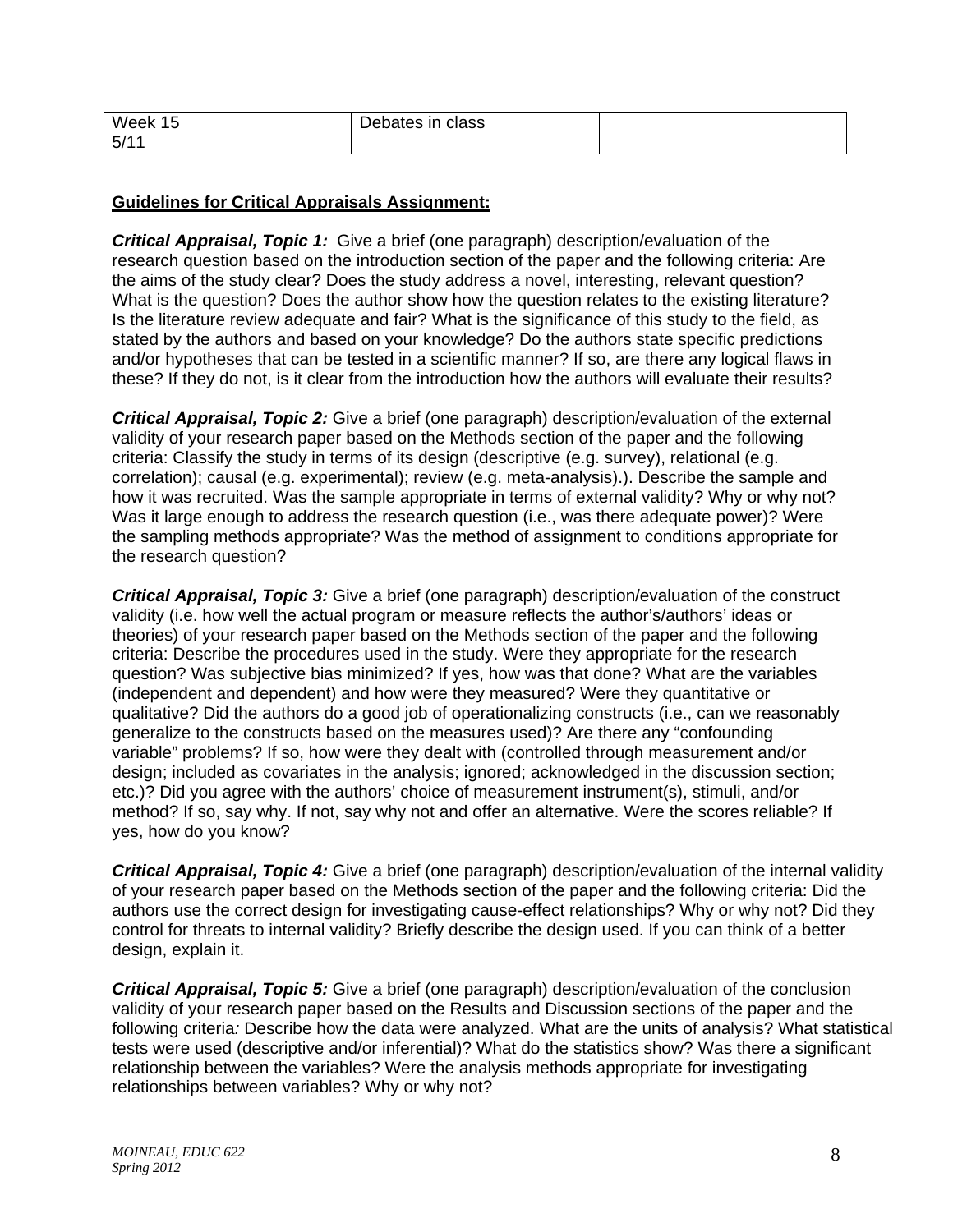| Week 15<br>5/11 | Debates in class | |
|---|---|---|

**Guidelines for Critical Appraisals Assignment:**

***Critical Appraisal, Topic 1:*** Give a brief (one paragraph) description/evaluation of the research question based on the introduction section of the paper and the following criteria: Are the aims of the study clear? Does the study address a novel, interesting, relevant question? What is the question? Does the author show how the question relates to the existing literature? Is the literature review adequate and fair? What is the significance of this study to the field, as stated by the authors and based on your knowledge? Do the authors state specific predictions and/or hypotheses that can be tested in a scientific manner? If so, are there any logical flaws in these? If they do not, is it clear from the introduction how the authors will evaluate their results?

***Critical Appraisal, Topic 2:*** Give a brief (one paragraph) description/evaluation of the external validity of your research paper based on the Methods section of the paper and the following criteria: Classify the study in terms of its design (descriptive (e.g. survey), relational (e.g. correlation); causal (e.g. experimental); review (e.g. meta-analysis).). Describe the sample and how it was recruited. Was the sample appropriate in terms of external validity? Why or why not? Was it large enough to address the research question (i.e., was there adequate power)? Were the sampling methods appropriate? Was the method of assignment to conditions appropriate for the research question?

***Critical Appraisal, Topic 3:*** Give a brief (one paragraph) description/evaluation of the construct validity (i.e. how well the actual program or measure reflects the author's/authors' ideas or theories) of your research paper based on the Methods section of the paper and the following criteria: Describe the procedures used in the study. Were they appropriate for the research question? Was subjective bias minimized? If yes, how was that done? What are the variables (independent and dependent) and how were they measured? Were they quantitative or qualitative? Did the authors do a good job of operationalizing constructs (i.e., can we reasonably generalize to the constructs based on the measures used)? Are there any "confounding variable" problems? If so, how were they dealt with (controlled through measurement and/or design; included as covariates in the analysis; ignored; acknowledged in the discussion section; etc.)? Did you agree with the authors' choice of measurement instrument(s), stimuli, and/or method? If so, say why. If not, say why not and offer an alternative. Were the scores reliable? If yes, how do you know?

***Critical Appraisal, Topic 4:*** Give a brief (one paragraph) description/evaluation of the internal validity of your research paper based on the Methods section of the paper and the following criteria: Did the authors use the correct design for investigating cause-effect relationships? Why or why not? Did they control for threats to internal validity? Briefly describe the design used. If you can think of a better design, explain it.

***Critical Appraisal, Topic 5:*** Give a brief (one paragraph) description/evaluation of the conclusion validity of your research paper based on the Results and Discussion sections of the paper and the following criteria*:* Describe how the data were analyzed. What are the units of analysis? What statistical tests were used (descriptive and/or inferential)? What do the statistics show? Was there a significant relationship between the variables? Were the analysis methods appropriate for investigating relationships between variables? Why or why not?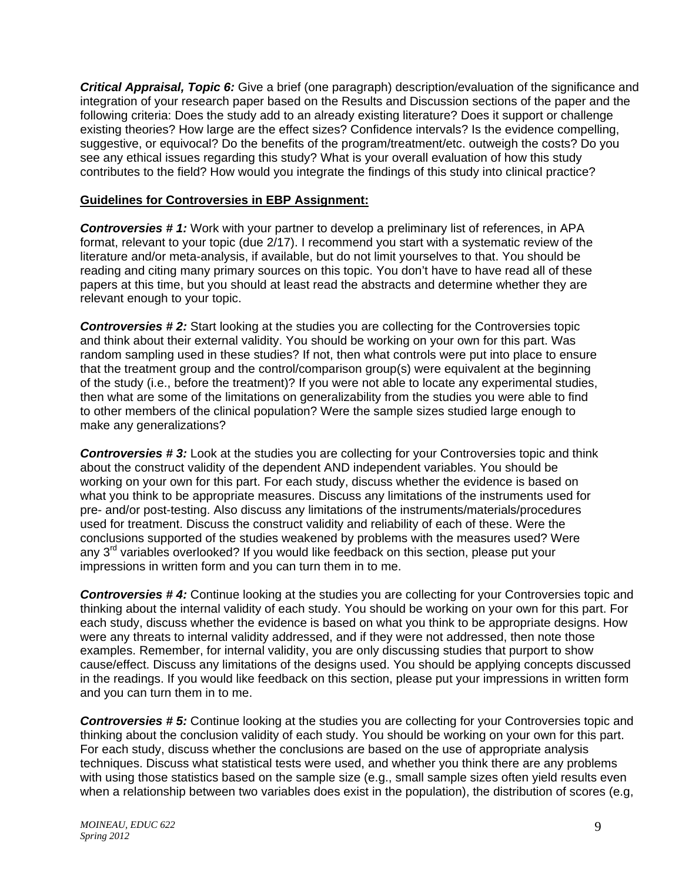***Critical Appraisal, Topic 6:*** Give a brief (one paragraph) description/evaluation of the significance and integration of your research paper based on the Results and Discussion sections of the paper and the following criteria: Does the study add to an already existing literature? Does it support or challenge existing theories? How large are the effect sizes? Confidence intervals? Is the evidence compelling, suggestive, or equivocal? Do the benefits of the program/treatment/etc. outweigh the costs? Do you see any ethical issues regarding this study? What is your overall evaluation of how this study contributes to the field? How would you integrate the findings of this study into clinical practice?

**Guidelines for Controversies in EBP Assignment:**

***Controversies # 1:*** Work with your partner to develop a preliminary list of references, in APA format, relevant to your topic (due 2/17). I recommend you start with a systematic review of the literature and/or meta-analysis, if available, but do not limit yourselves to that. You should be reading and citing many primary sources on this topic. You don't have to have read all of these papers at this time, but you should at least read the abstracts and determine whether they are relevant enough to your topic.

***Controversies # 2:*** Start looking at the studies you are collecting for the Controversies topic and think about their external validity. You should be working on your own for this part. Was random sampling used in these studies? If not, then what controls were put into place to ensure that the treatment group and the control/comparison group(s) were equivalent at the beginning of the study (i.e., before the treatment)? If you were not able to locate any experimental studies, then what are some of the limitations on generalizability from the studies you were able to find to other members of the clinical population? Were the sample sizes studied large enough to make any generalizations?

***Controversies # 3:*** Look at the studies you are collecting for your Controversies topic and think about the construct validity of the dependent AND independent variables. You should be working on your own for this part. For each study, discuss whether the evidence is based on what you think to be appropriate measures. Discuss any limitations of the instruments used for pre- and/or post-testing. Also discuss any limitations of the instruments/materials/procedures used for treatment. Discuss the construct validity and reliability of each of these. Were the conclusions supported of the studies weakened by problems with the measures used? Were any 3rd variables overlooked? If you would like feedback on this section, please put your impressions in written form and you can turn them in to me.

***Controversies # 4:*** Continue looking at the studies you are collecting for your Controversies topic and thinking about the internal validity of each study. You should be working on your own for this part. For each study, discuss whether the evidence is based on what you think to be appropriate designs. How were any threats to internal validity addressed, and if they were not addressed, then note those examples. Remember, for internal validity, you are only discussing studies that purport to show cause/effect. Discuss any limitations of the designs used. You should be applying concepts discussed in the readings. If you would like feedback on this section, please put your impressions in written form and you can turn them in to me.

***Controversies # 5:*** Continue looking at the studies you are collecting for your Controversies topic and thinking about the conclusion validity of each study. You should be working on your own for this part. For each study, discuss whether the conclusions are based on the use of appropriate analysis techniques. Discuss what statistical tests were used, and whether you think there are any problems with using those statistics based on the sample size (e.g., small sample sizes often yield results even when a relationship between two variables does exist in the population), the distribution of scores (e.g,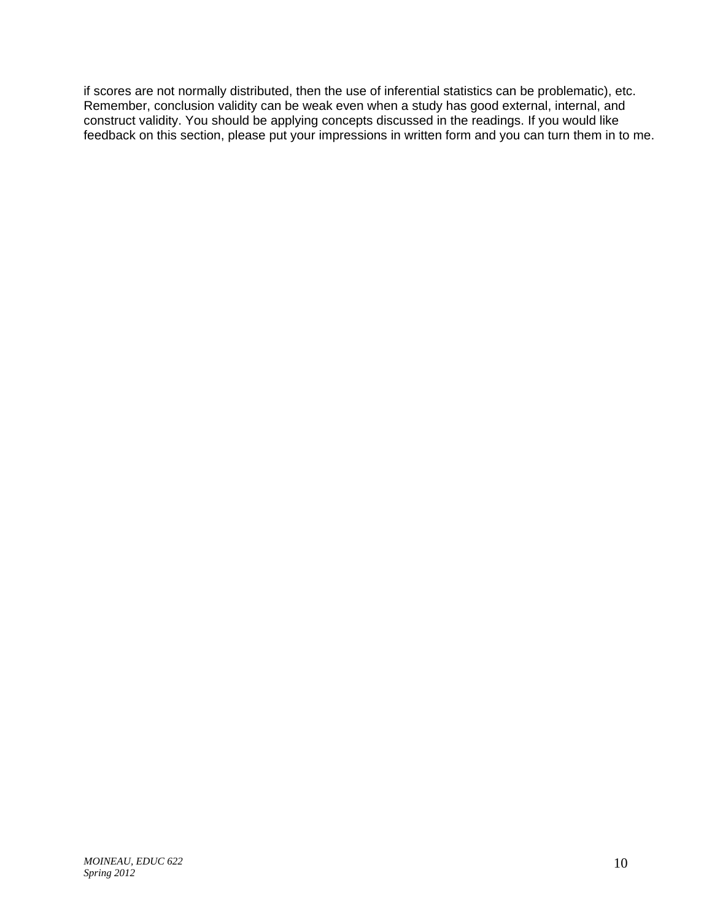if scores are not normally distributed, then the use of inferential statistics can be problematic), etc. Remember, conclusion validity can be weak even when a study has good external, internal, and construct validity. You should be applying concepts discussed in the readings. If you would like feedback on this section, please put your impressions in written form and you can turn them in to me.